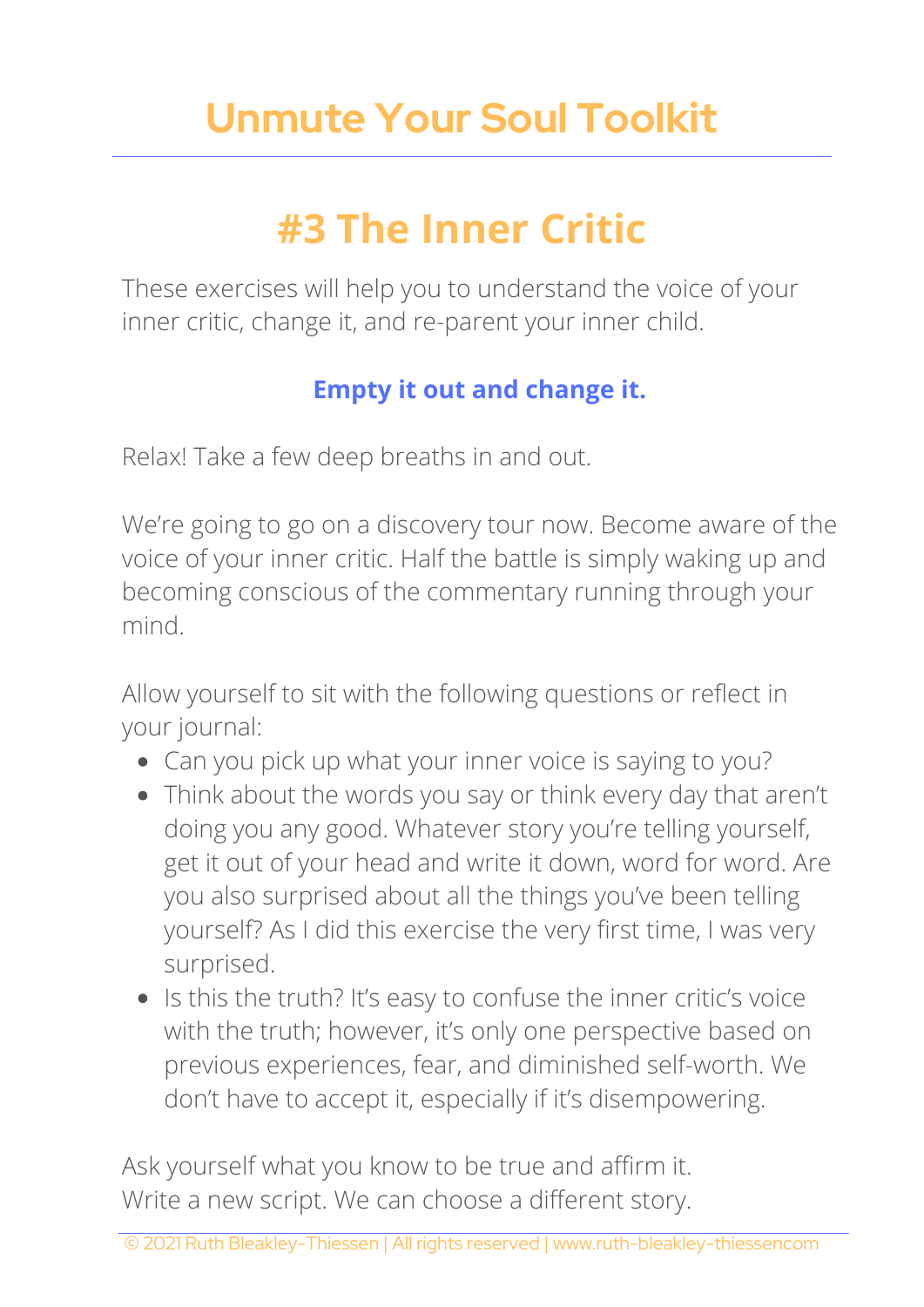# Unmute Your Soul Toolkit

## #3 The Inner Critic

These exercises will help you to understand the voice of your inner critic, change it, and re-parent your inner child.

### Empty it out and change it.

Relax! Take a few deep breaths in and out.

We're going to go on a discovery tour now. Become aware of the voice of your inner critic. Half the battle is simply waking up and becoming conscious of the commentary running through your mind.

Allow yourself to sit with the following questions or reflect in your journal:

- Can you pick up what your inner voice is saying to you?
- Think about the words you say or think every day that aren't doing you any good. Whatever story you're telling yourself, get it out of your head and write it down, word for word. Are you also surprised about all the things you've been telling yourself? As I did this exercise the very first time, I was very surprised.
- Is this the truth? It's easy to confuse the inner critic's voice with the truth; however, it's only one perspective based on previous experiences, fear, and diminished self-worth. We don't have to accept it, especially if it's disempowering.

Ask yourself what you know to be true and affirm it.
Write a new script. We can choose a different story.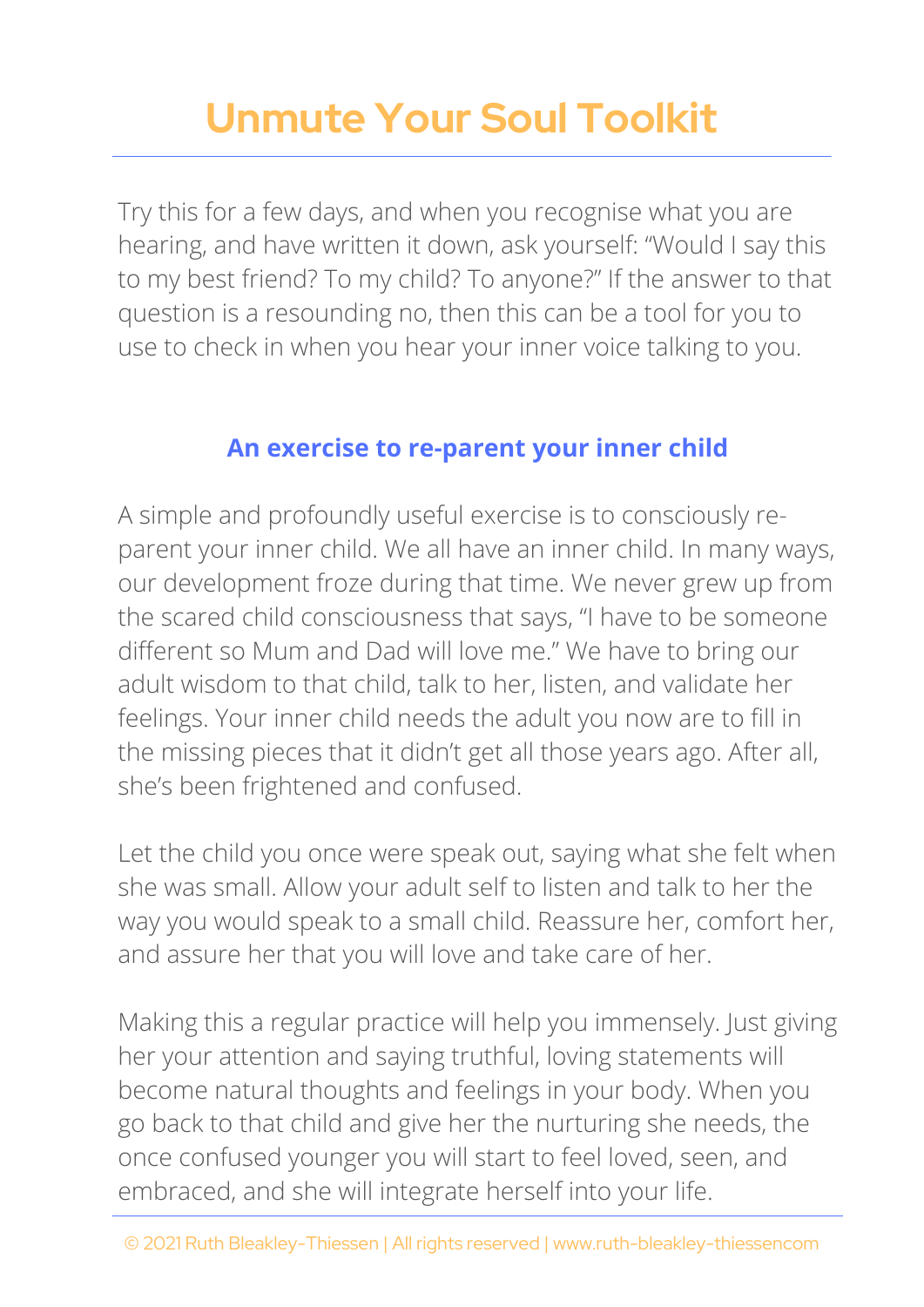# Unmute Your Soul Toolkit

Try this for a few days, and when you recognise what you are hearing, and have written it down, ask yourself: "Would I say this to my best friend? To my child? To anyone?" If the answer to that question is a resounding no, then this can be a tool for you to use to check in when you hear your inner voice talking to you.

## An exercise to re-parent your inner child

A simple and profoundly useful exercise is to consciously re-parent your inner child. We all have an inner child. In many ways, our development froze during that time. We never grew up from the scared child consciousness that says, "I have to be someone different so Mum and Dad will love me." We have to bring our adult wisdom to that child, talk to her, listen, and validate her feelings. Your inner child needs the adult you now are to fill in the missing pieces that it didn't get all those years ago. After all, she's been frightened and confused.

Let the child you once were speak out, saying what she felt when she was small. Allow your adult self to listen and talk to her the way you would speak to a small child. Reassure her, comfort her, and assure her that you will love and take care of her.

Making this a regular practice will help you immensely. Just giving her your attention and saying truthful, loving statements will become natural thoughts and feelings in your body. When you go back to that child and give her the nurturing she needs, the once confused younger you will start to feel loved, seen, and embraced, and she will integrate herself into your life.